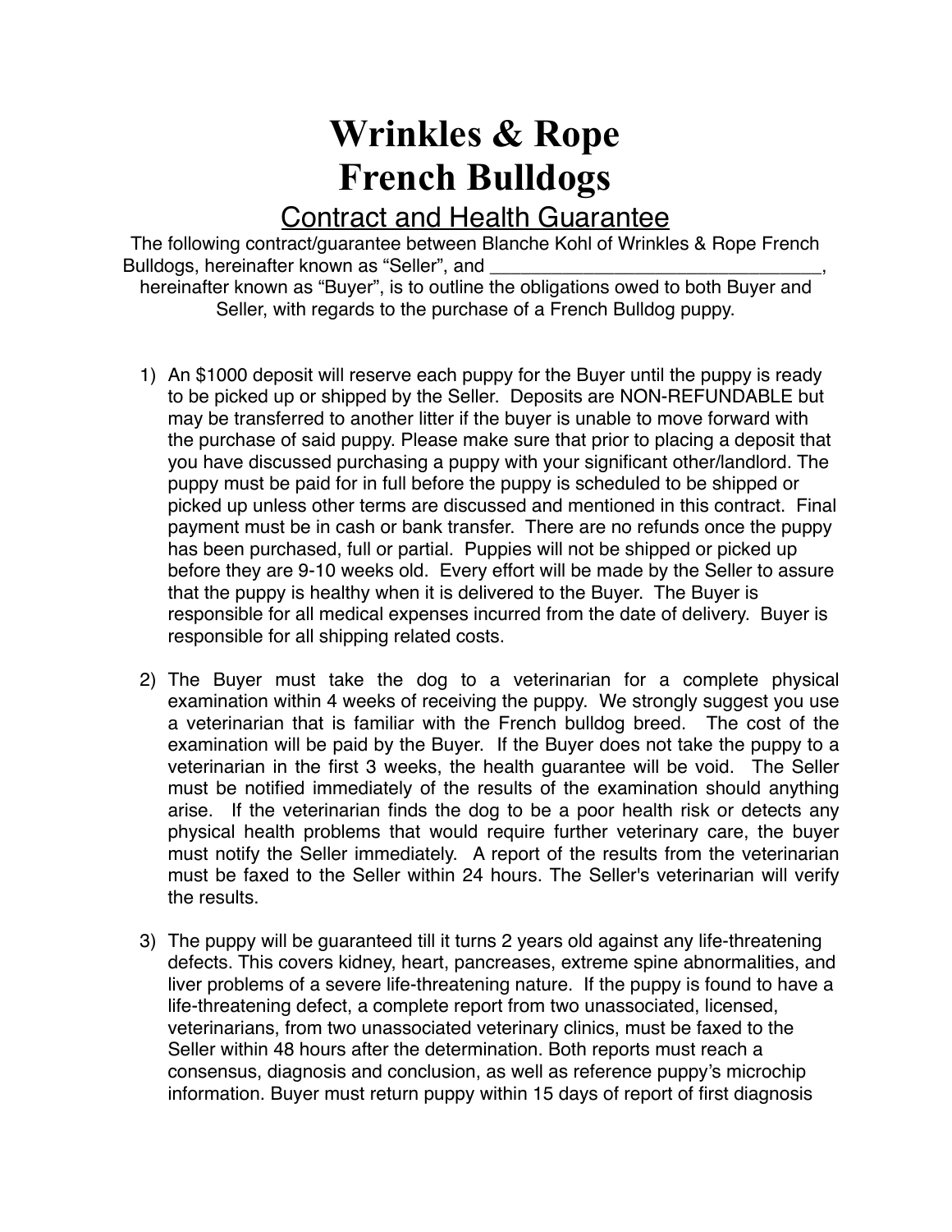# Wrinkles & Rope French Bulldogs

## Contract and Health Guarantee

The following contract/guarantee between Blanche Kohl of Wrinkles & Rope French Bulldogs, hereinafter known as "Seller", and ________________________________, hereinafter known as "Buyer", is to outline the obligations owed to both Buyer and Seller, with regards to the purchase of a French Bulldog puppy.

1) An $1000 deposit will reserve each puppy for the Buyer until the puppy is ready to be picked up or shipped by the Seller. Deposits are NON-REFUNDABLE but may be transferred to another litter if the buyer is unable to move forward with the purchase of said puppy. Please make sure that prior to placing a deposit that you have discussed purchasing a puppy with your significant other/landlord. The puppy must be paid for in full before the puppy is scheduled to be shipped or picked up unless other terms are discussed and mentioned in this contract. Final payment must be in cash or bank transfer. There are no refunds once the puppy has been purchased, full or partial. Puppies will not be shipped or picked up before they are 9-10 weeks old. Every effort will be made by the Seller to assure that the puppy is healthy when it is delivered to the Buyer. The Buyer is responsible for all medical expenses incurred from the date of delivery. Buyer is responsible for all shipping related costs.

2) The Buyer must take the dog to a veterinarian for a complete physical examination within 4 weeks of receiving the puppy. We strongly suggest you use a veterinarian that is familiar with the French bulldog breed. The cost of the examination will be paid by the Buyer. If the Buyer does not take the puppy to a veterinarian in the first 3 weeks, the health guarantee will be void. The Seller must be notified immediately of the results of the examination should anything arise. If the veterinarian finds the dog to be a poor health risk or detects any physical health problems that would require further veterinary care, the buyer must notify the Seller immediately. A report of the results from the veterinarian must be faxed to the Seller within 24 hours. The Seller's veterinarian will verify the results.

3) The puppy will be guaranteed till it turns 2 years old against any life-threatening defects. This covers kidney, heart, pancreases, extreme spine abnormalities, and liver problems of a severe life-threatening nature. If the puppy is found to have a life-threatening defect, a complete report from two unassociated, licensed, veterinarians, from two unassociated veterinary clinics, must be faxed to the Seller within 48 hours after the determination. Both reports must reach a consensus, diagnosis and conclusion, as well as reference puppy's microchip information. Buyer must return puppy within 15 days of report of first diagnosis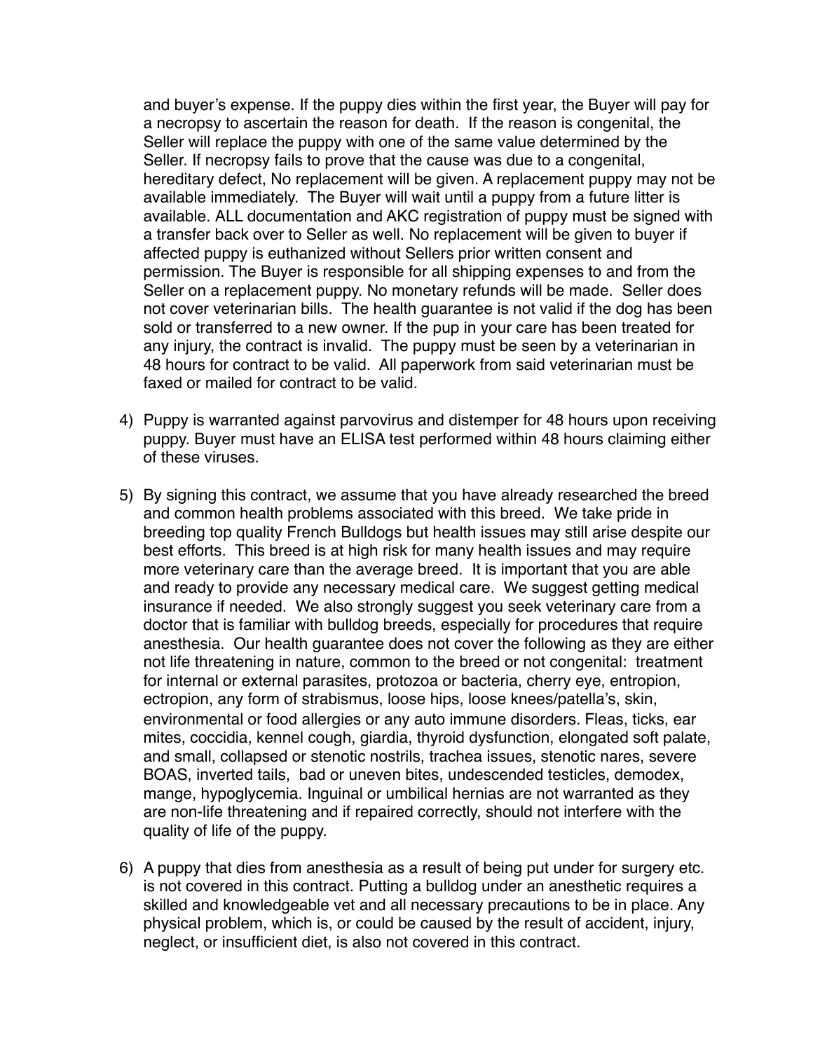and buyer's expense. If the puppy dies within the first year, the Buyer will pay for a necropsy to ascertain the reason for death. If the reason is congenital, the Seller will replace the puppy with one of the same value determined by the Seller. If necropsy fails to prove that the cause was due to a congenital, hereditary defect, No replacement will be given. A replacement puppy may not be available immediately. The Buyer will wait until a puppy from a future litter is available. ALL documentation and AKC registration of puppy must be signed with a transfer back over to Seller as well. No replacement will be given to buyer if affected puppy is euthanized without Sellers prior written consent and permission. The Buyer is responsible for all shipping expenses to and from the Seller on a replacement puppy. No monetary refunds will be made. Seller does not cover veterinarian bills. The health guarantee is not valid if the dog has been sold or transferred to a new owner. If the pup in your care has been treated for any injury, the contract is invalid. The puppy must be seen by a veterinarian in 48 hours for contract to be valid. All paperwork from said veterinarian must be faxed or mailed for contract to be valid.

4) Puppy is warranted against parvovirus and distemper for 48 hours upon receiving puppy. Buyer must have an ELISA test performed within 48 hours claiming either of these viruses.

5) By signing this contract, we assume that you have already researched the breed and common health problems associated with this breed. We take pride in breeding top quality French Bulldogs but health issues may still arise despite our best efforts. This breed is at high risk for many health issues and may require more veterinary care than the average breed. It is important that you are able and ready to provide any necessary medical care. We suggest getting medical insurance if needed. We also strongly suggest you seek veterinary care from a doctor that is familiar with bulldog breeds, especially for procedures that require anesthesia. Our health guarantee does not cover the following as they are either not life threatening in nature, common to the breed or not congenital: treatment for internal or external parasites, protozoa or bacteria, cherry eye, entropion, ectropion, any form of strabismus, loose hips, loose knees/patella's, skin, environmental or food allergies or any auto immune disorders. Fleas, ticks, ear mites, coccidia, kennel cough, giardia, thyroid dysfunction, elongated soft palate, and small, collapsed or stenotic nostrils, trachea issues, stenotic nares, severe BOAS, inverted tails, bad or uneven bites, undescended testicles, demodex, mange, hypoglycemia. Inguinal or umbilical hernias are not warranted as they are non-life threatening and if repaired correctly, should not interfere with the quality of life of the puppy.

6) A puppy that dies from anesthesia as a result of being put under for surgery etc. is not covered in this contract. Putting a bulldog under an anesthetic requires a skilled and knowledgeable vet and all necessary precautions to be in place. Any physical problem, which is, or could be caused by the result of accident, injury, neglect, or insufficient diet, is also not covered in this contract.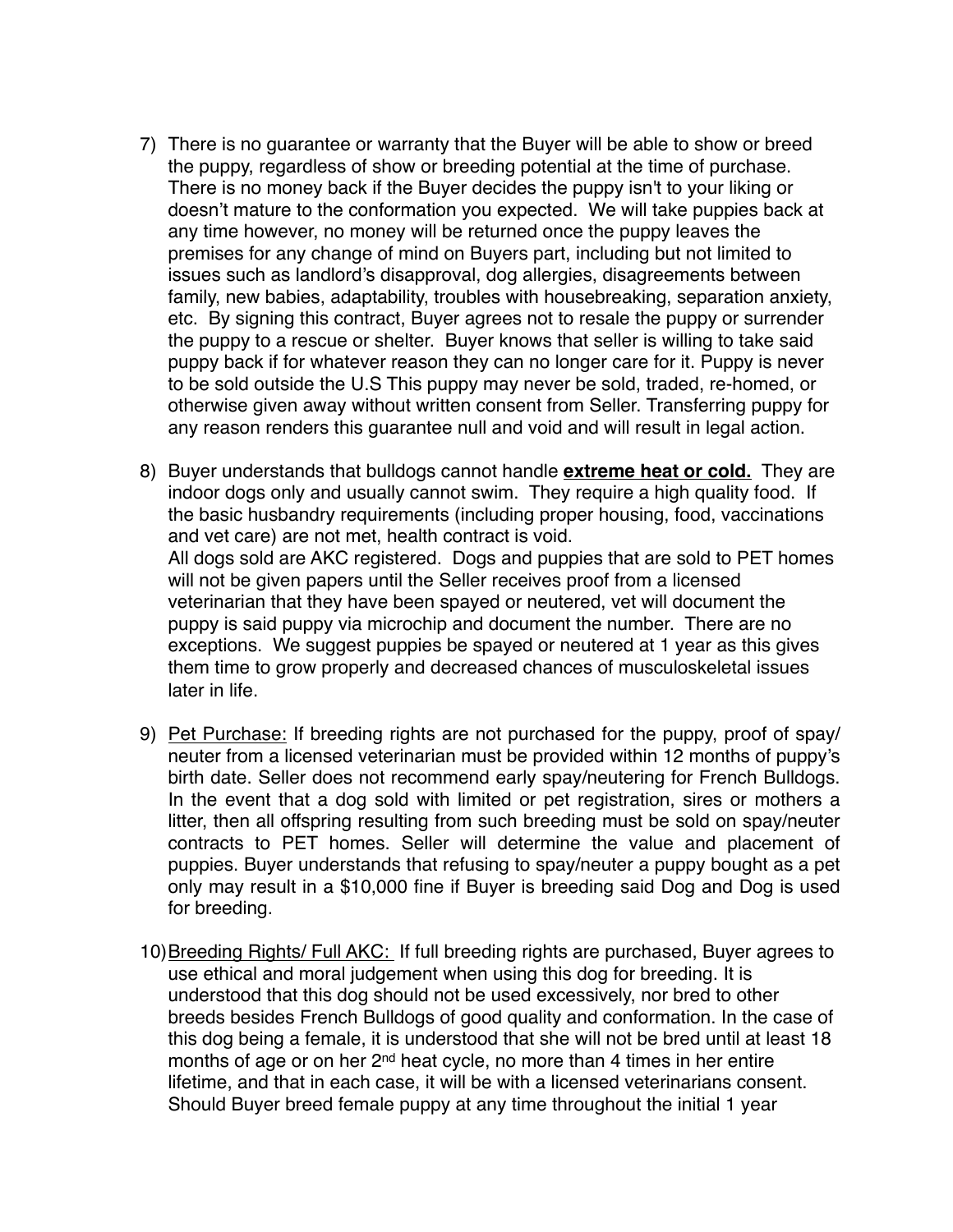7) There is no guarantee or warranty that the Buyer will be able to show or breed the puppy, regardless of show or breeding potential at the time of purchase. There is no money back if the Buyer decides the puppy isn't to your liking or doesn't mature to the conformation you expected. We will take puppies back at any time however, no money will be returned once the puppy leaves the premises for any change of mind on Buyers part, including but not limited to issues such as landlord's disapproval, dog allergies, disagreements between family, new babies, adaptability, troubles with housebreaking, separation anxiety, etc. By signing this contract, Buyer agrees not to resale the puppy or surrender the puppy to a rescue or shelter. Buyer knows that seller is willing to take said puppy back if for whatever reason they can no longer care for it. Puppy is never to be sold outside the U.S This puppy may never be sold, traded, re-homed, or otherwise given away without written consent from Seller. Transferring puppy for any reason renders this guarantee null and void and will result in legal action.

8) Buyer understands that bulldogs cannot handle **extreme heat or cold.** They are indoor dogs only and usually cannot swim. They require a high quality food. If the basic husbandry requirements (including proper housing, food, vaccinations and vet care) are not met, health contract is void.
   All dogs sold are AKC registered. Dogs and puppies that are sold to PET homes will not be given papers until the Seller receives proof from a licensed veterinarian that they have been spayed or neutered, vet will document the puppy is said puppy via microchip and document the number. There are no exceptions. We suggest puppies be spayed or neutered at 1 year as this gives them time to grow properly and decreased chances of musculoskeletal issues later in life.

9) Pet Purchase: If breeding rights are not purchased for the puppy, proof of spay/neuter from a licensed veterinarian must be provided within 12 months of puppy's birth date. Seller does not recommend early spay/neutering for French Bulldogs. In the event that a dog sold with limited or pet registration, sires or mothers a litter, then all offspring resulting from such breeding must be sold on spay/neuter contracts to PET homes. Seller will determine the value and placement of puppies. Buyer understands that refusing to spay/neuter a puppy bought as a pet only may result in a $10,000 fine if Buyer is breeding said Dog and Dog is used for breeding.

10) Breeding Rights/ Full AKC: If full breeding rights are purchased, Buyer agrees to use ethical and moral judgement when using this dog for breeding. It is understood that this dog should not be used excessively, nor bred to other breeds besides French Bulldogs of good quality and conformation. In the case of this dog being a female, it is understood that she will not be bred until at least 18 months of age or on her 2nd heat cycle, no more than 4 times in her entire lifetime, and that in each case, it will be with a licensed veterinarians consent. Should Buyer breed female puppy at any time throughout the initial 1 year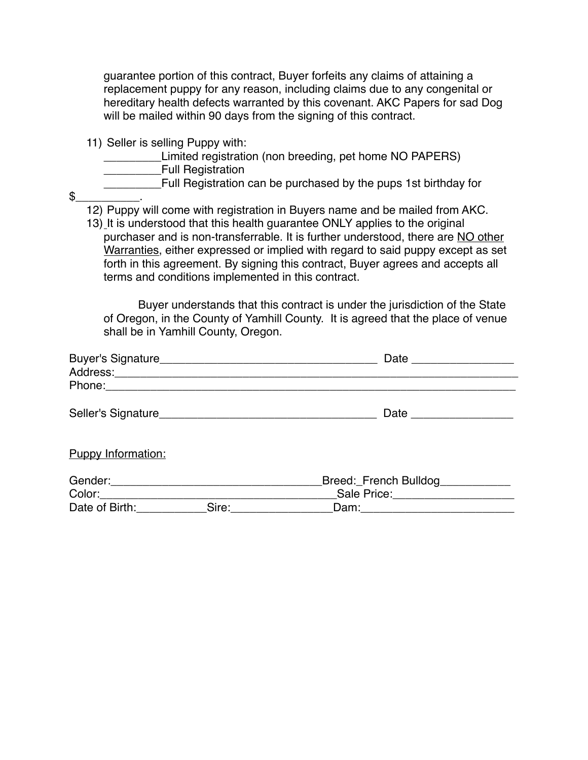guarantee portion of this contract, Buyer forfeits any claims of attaining a replacement puppy for any reason, including claims due to any congenital or hereditary health defects warranted by this covenant. AKC Papers for sad Dog will be mailed within 90 days from the signing of this contract.

11) Seller is selling Puppy with:
    _________Limited registration (non breeding, pet home NO PAPERS)
    _________Full Registration
    _________Full Registration can be purchased by the pups 1st birthday for $__________.
12) Puppy will come with registration in Buyers name and be mailed from AKC.
13) It is understood that this health guarantee ONLY applies to the original purchaser and is non-transferrable. It is further understood, there are NO other Warranties, either expressed or implied with regard to said puppy except as set forth in this agreement. By signing this contract, Buyer agrees and accepts all terms and conditions implemented in this contract.

Buyer understands that this contract is under the jurisdiction of the State of Oregon, in the County of Yamhill County. It is agreed that the place of venue shall be in Yamhill County, Oregon.

Buyer's Signature___________________________________ Date ________________
Address:_________________________________________________________________
Phone:__________________________________________________________________

Seller's Signature___________________________________ Date ________________

Puppy Information:

Gender:_________________________________Breed:_French Bulldog___________
Color:____________________________________Sale Price:___________________
Date of Birth:___________Sire:________________Dam:________________________